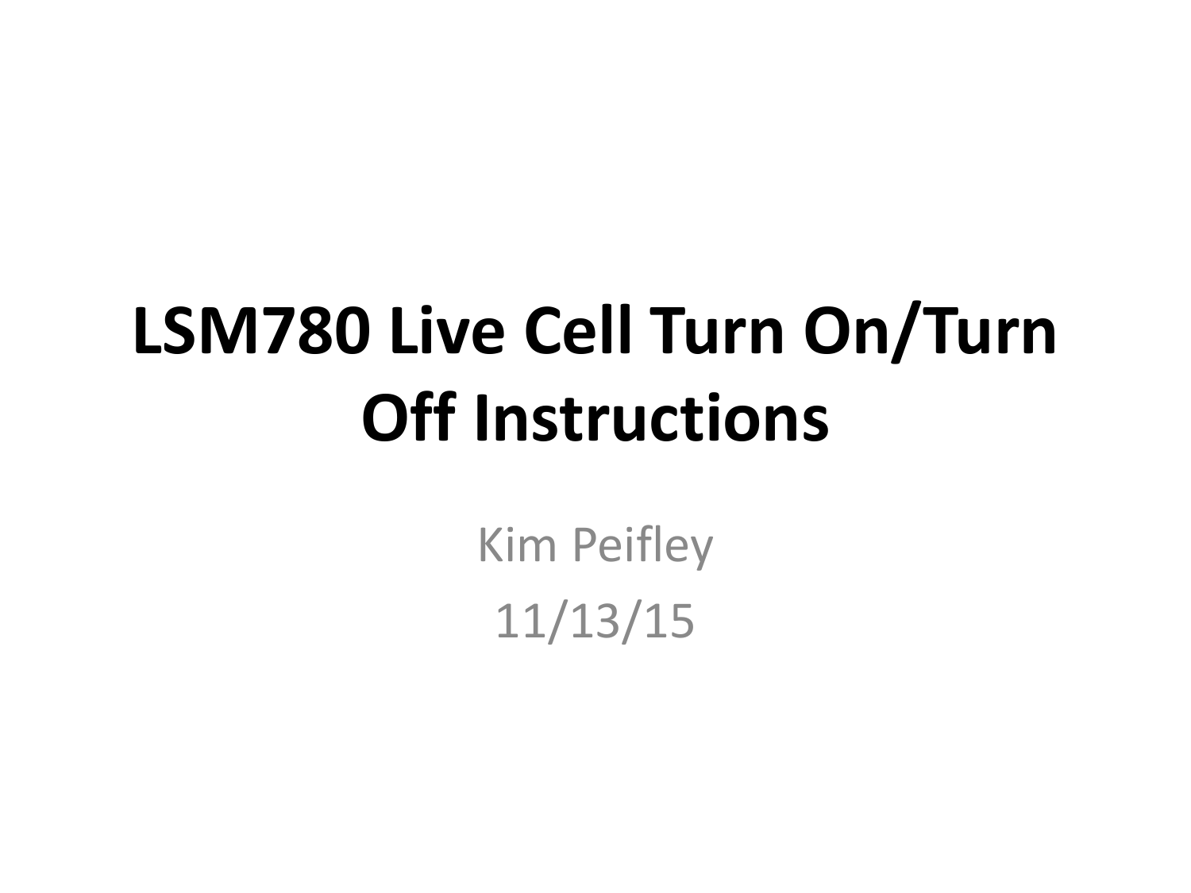# LSM780 Live Cell Turn On/Turn Off Instructions

Kim Peifley

11/13/15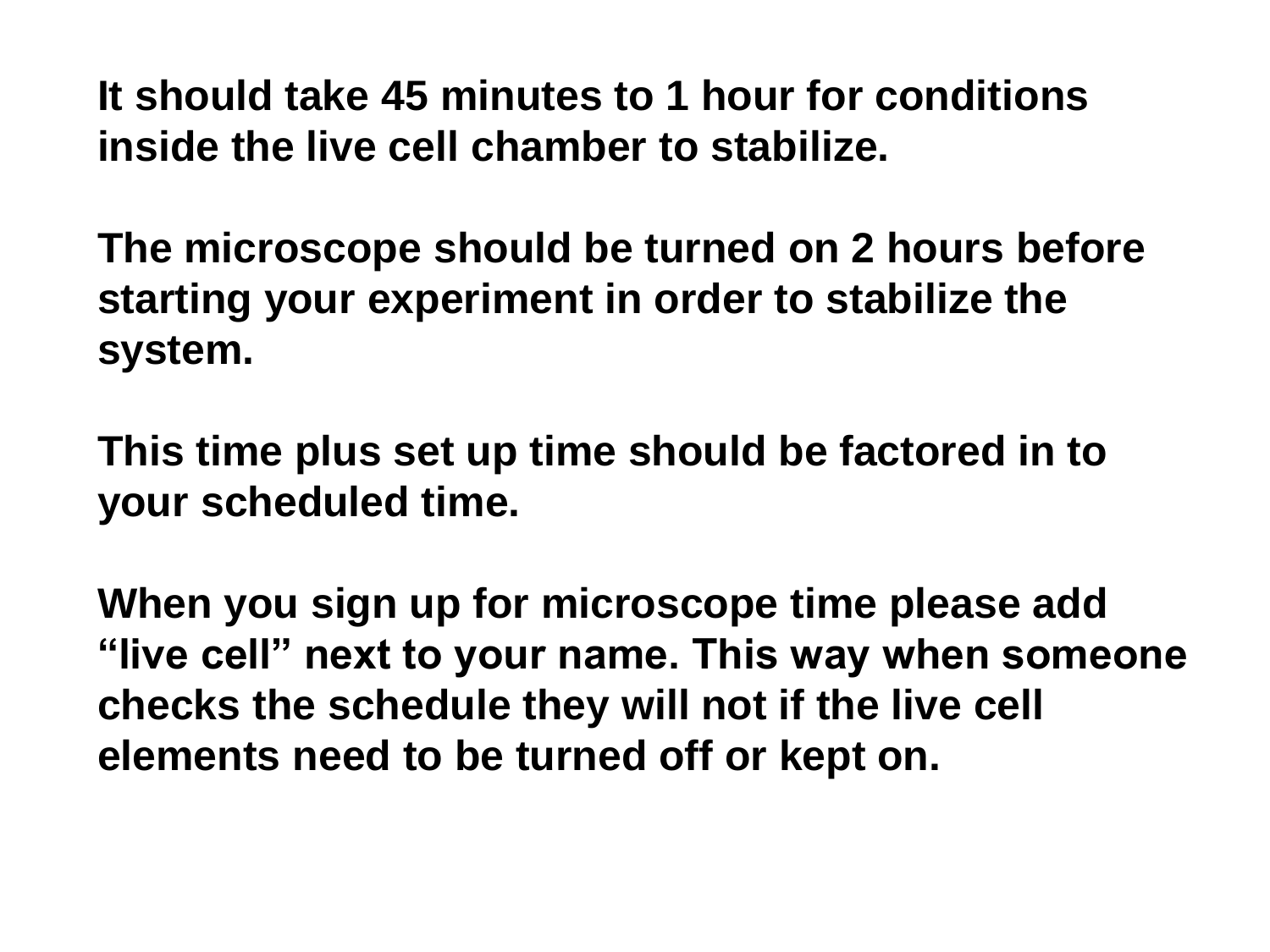**It should take 45 minutes to 1 hour for conditions inside the live cell chamber to stabilize.**

**The microscope should be turned on 2 hours before starting your experiment in order to stabilize the system.**

**This time plus set up time should be factored in to your scheduled time.**

**When you sign up for microscope time please add "live cell" next to your name. This way when someone checks the schedule they will not if the live cell elements need to be turned off or kept on.**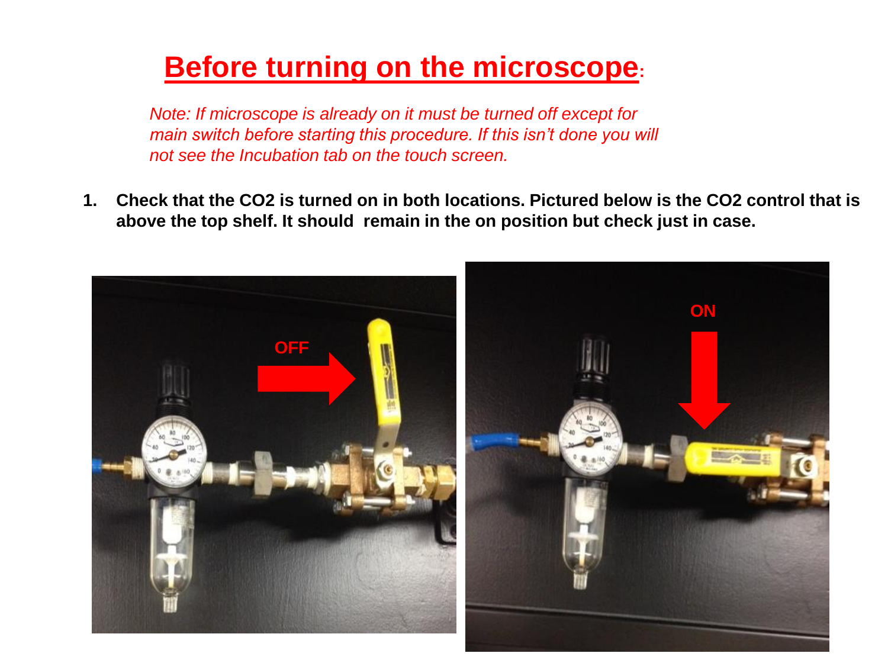# Before turning on the microscope:

*Note: If microscope is already on it must be turned off except for main switch before starting this procedure. If this isn't done you will not see the Incubation tab on the touch screen.*

1. **Check that the $CO_2$ is turned on in both locations. Pictured below is the $CO_2$ control that is above the top shelf. It should remain in the on position but check just in case.**

OFF

ON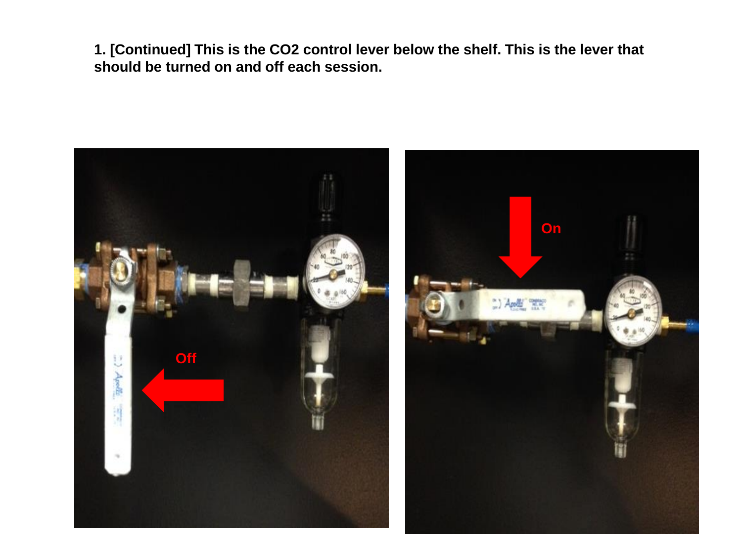**1. [Continued] This is the CO2 control lever below the shelf. This is the lever that should be turned on and off each session.**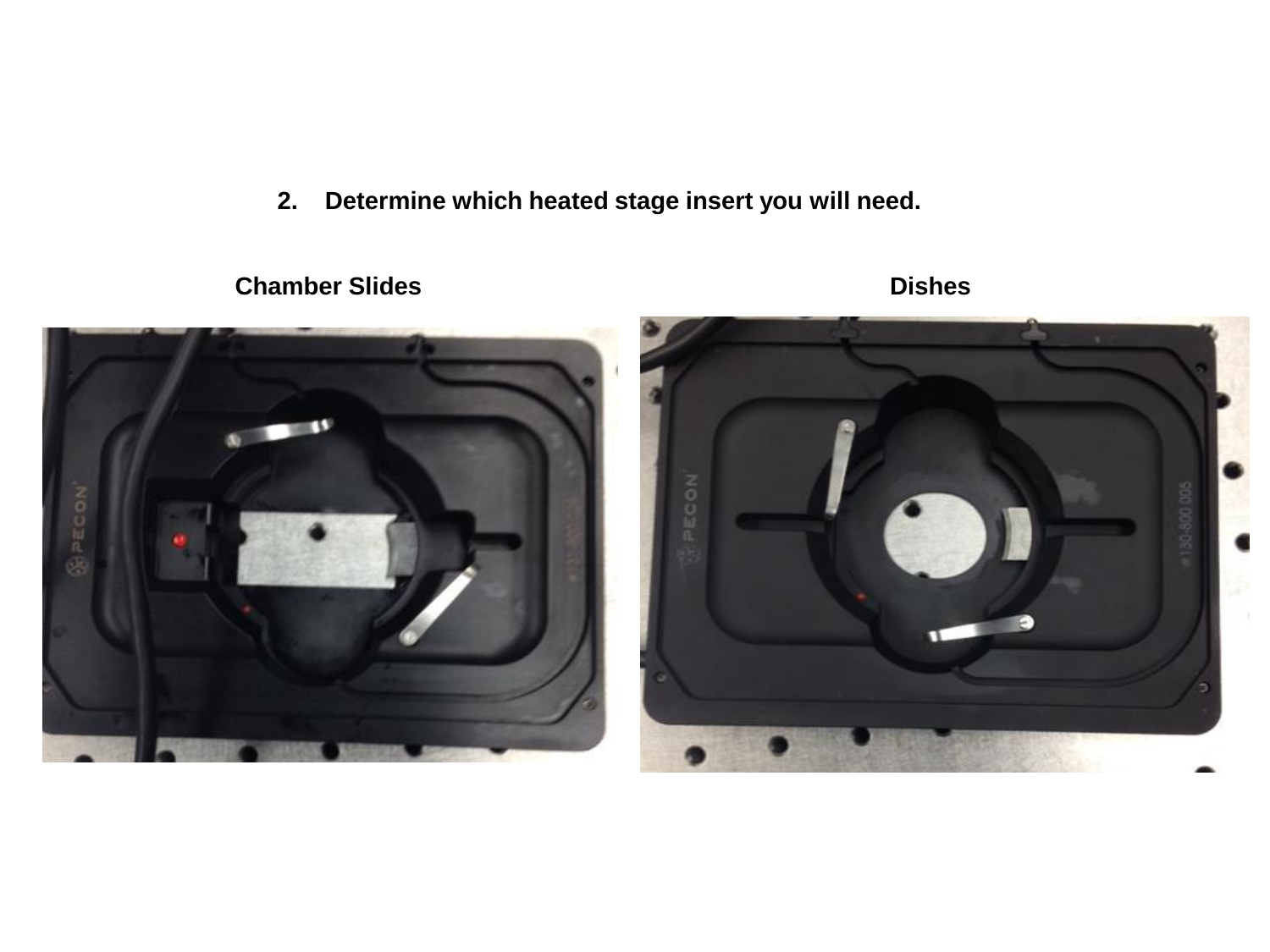2. **Determine which heated stage insert you will need.**

**Chamber Slides**

**Dishes**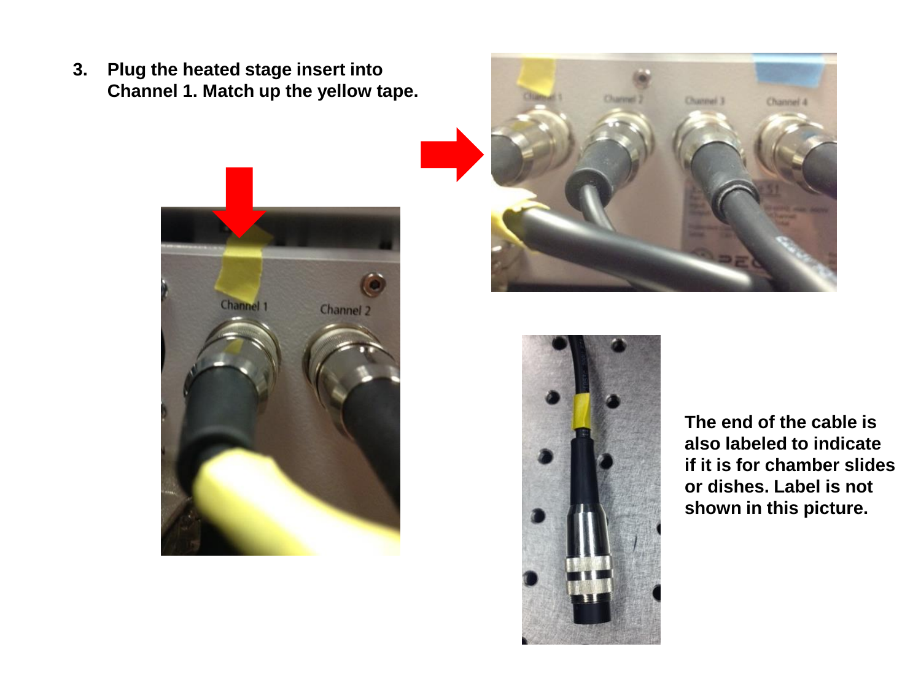3. **Plug the heated stage insert into Channel 1. Match up the yellow tape.**

**The end of the cable is also labeled to indicate if it is for chamber slides or dishes. Label is not shown in this picture.**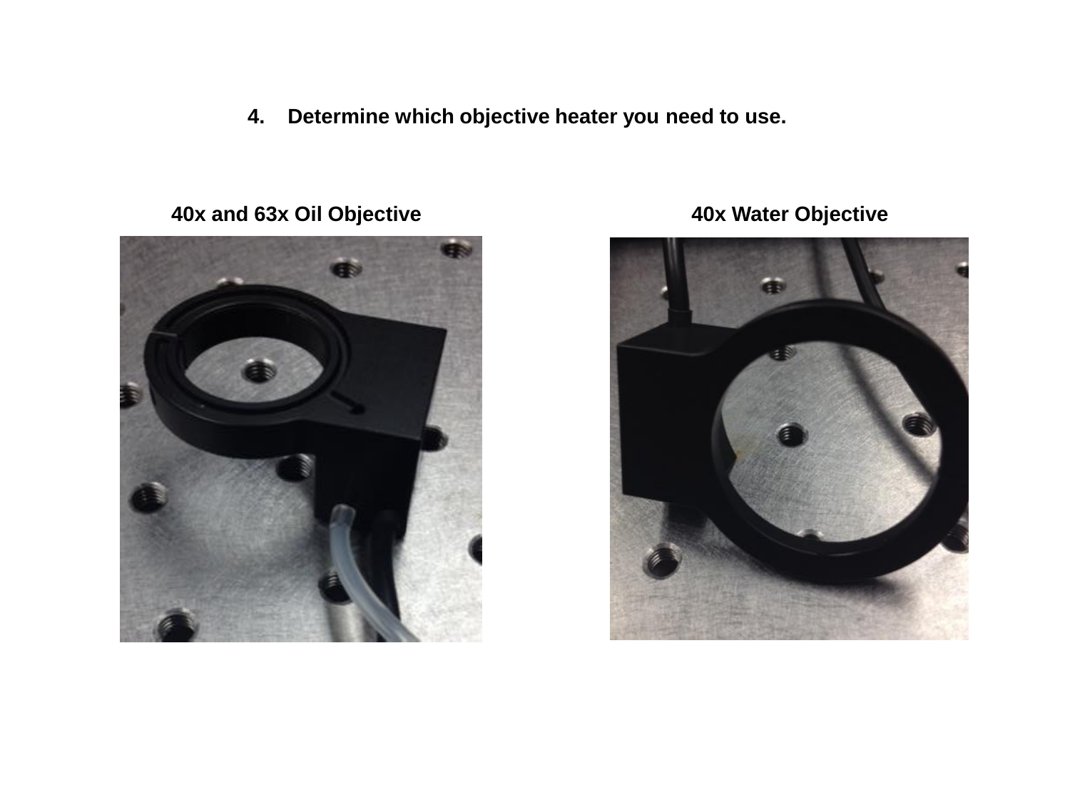4. **Determine which objective heater you need to use.**

**40x and 63x Oil Objective**

**40x Water Objective**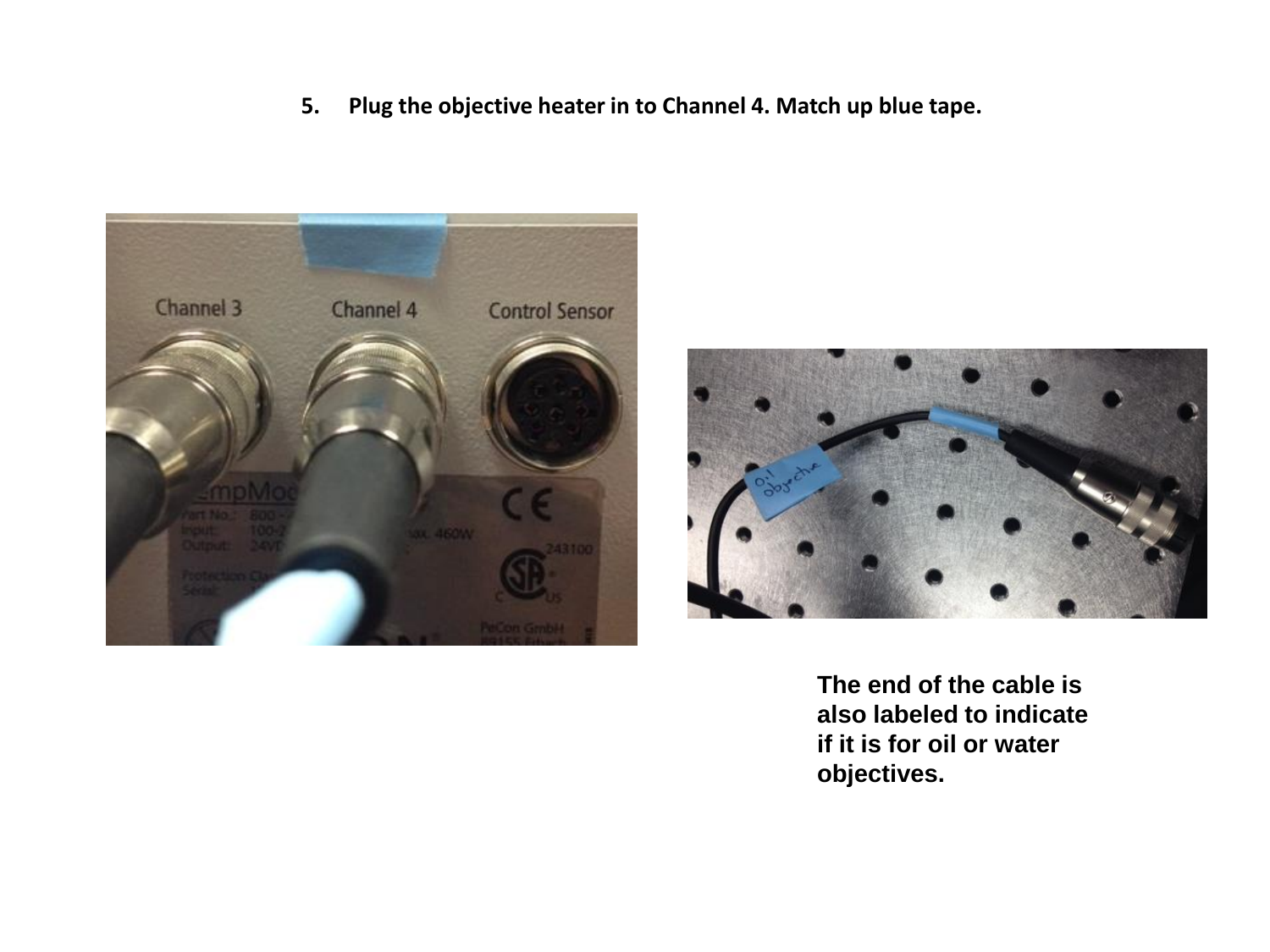5. **Plug the objective heater in to Channel 4. Match up blue tape.**

**The end of the cable is also labeled to indicate if it is for oil or water objectives.**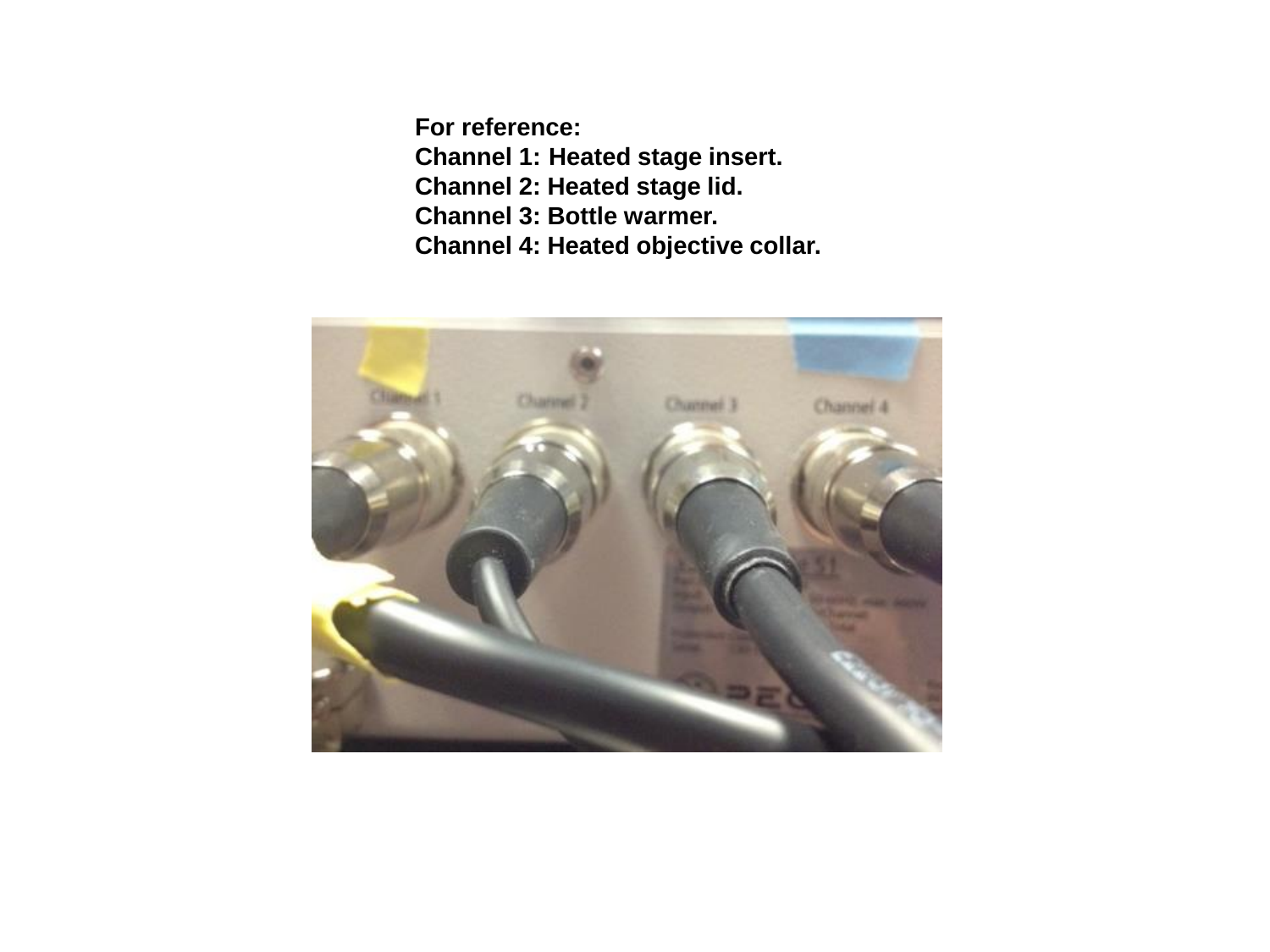**For reference:**
**Channel 1: Heated stage insert.**
**Channel 2: Heated stage lid.**
**Channel 3: Bottle warmer.**
**Channel 4: Heated objective collar.**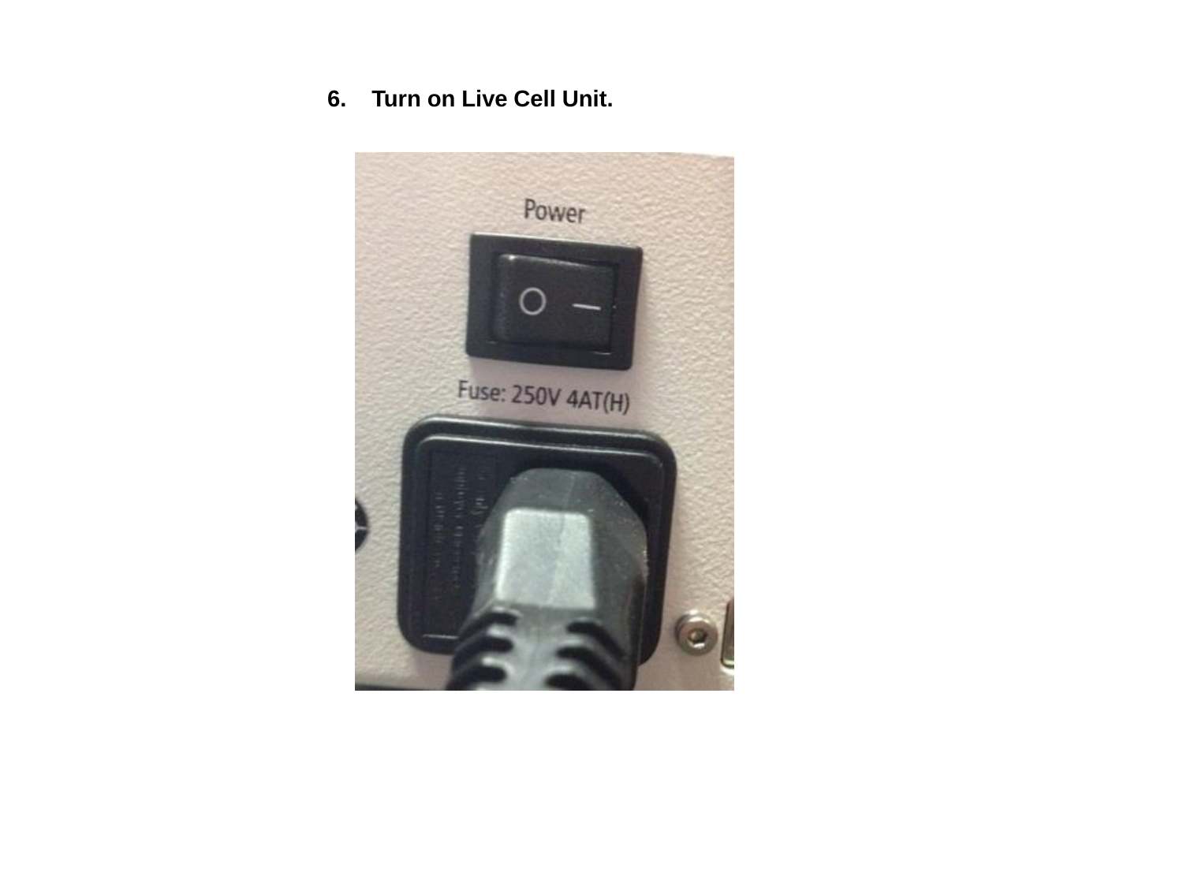6. **Turn on Live Cell Unit.**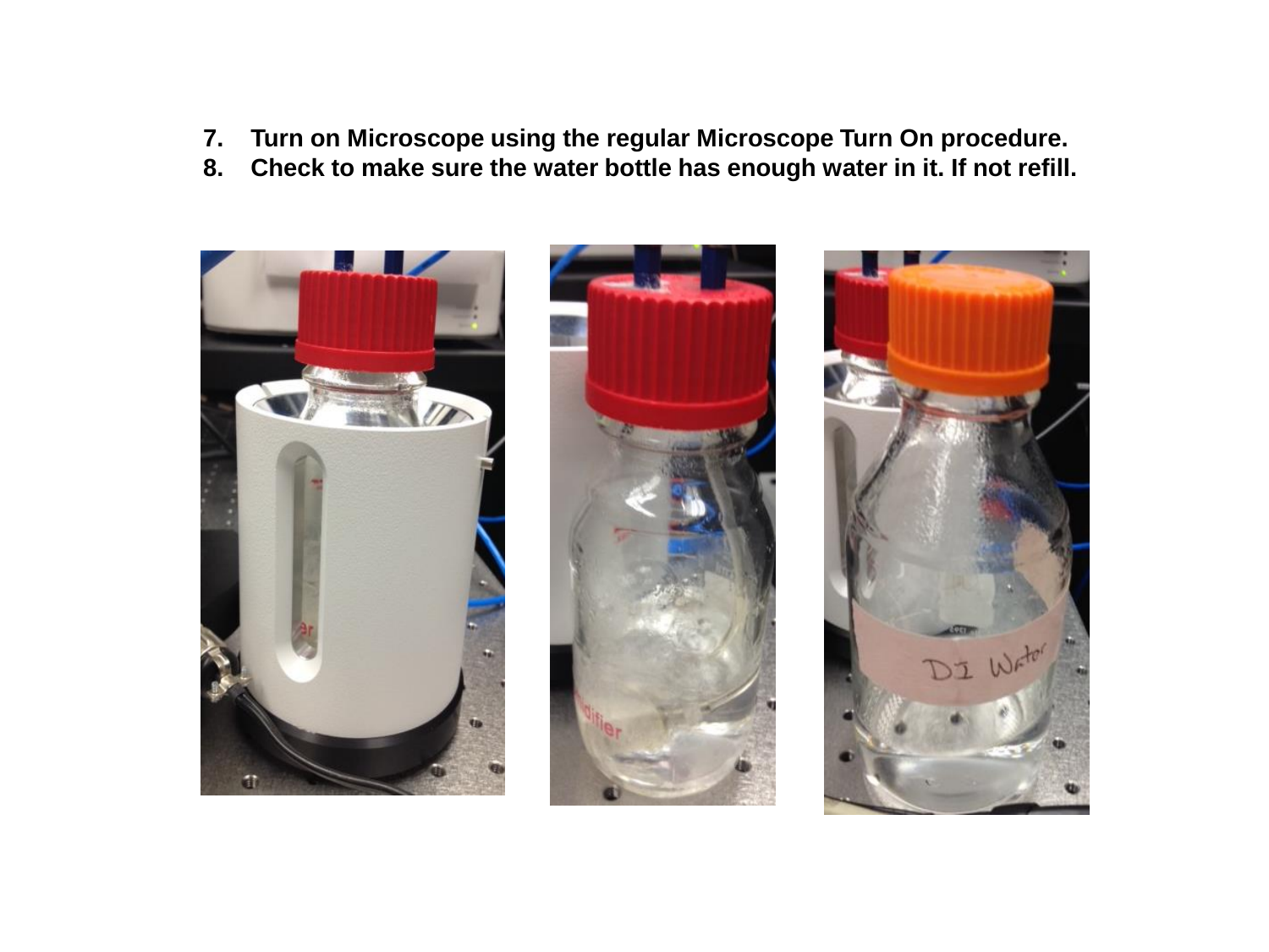7. Turn on Microscope using the regular Microscope Turn On procedure.
8. Check to make sure the water bottle has enough water in it. If not refill.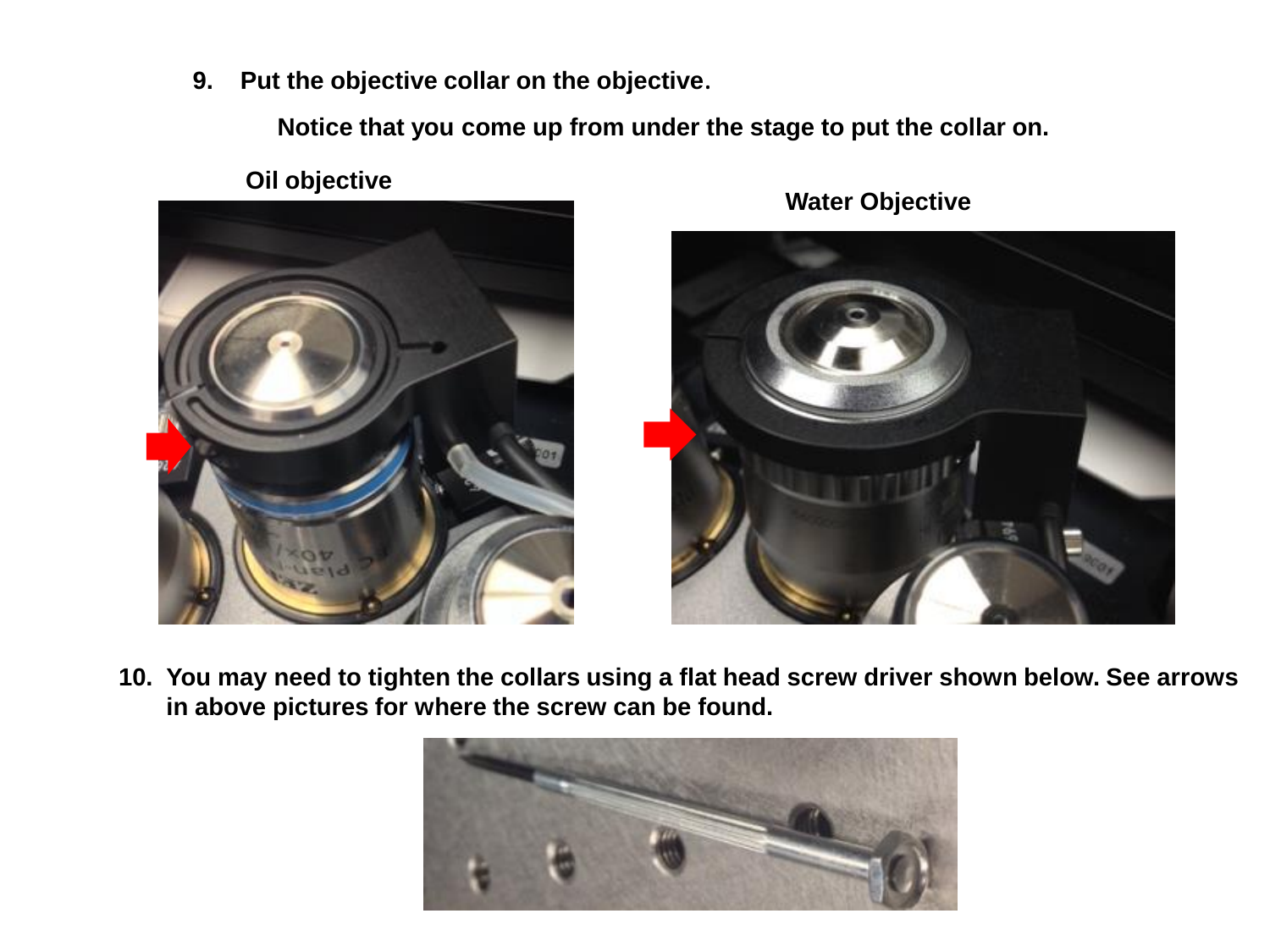9. **Put the objective collar on the objective**.

   **Notice that you come up from under the stage to put the collar on.**

**Oil objective**

**Water Objective**

10. **You may need to tighten the collars using a flat head screw driver shown below. See arrows in above pictures for where the screw can be found.**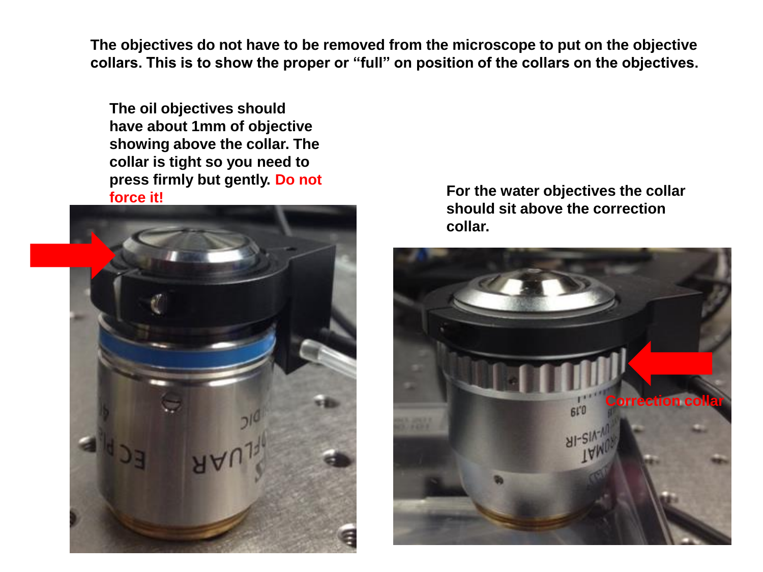**The objectives do not have to be removed from the microscope to put on the objective collars. This is to show the proper or "full" on position of the collars on the objectives.**

**The oil objectives should have about 1mm of objective showing above the collar. The collar is tight so you need to press firmly but gently. Do not force it!**

**For the water objectives the collar should sit above the correction collar.**

Correction collar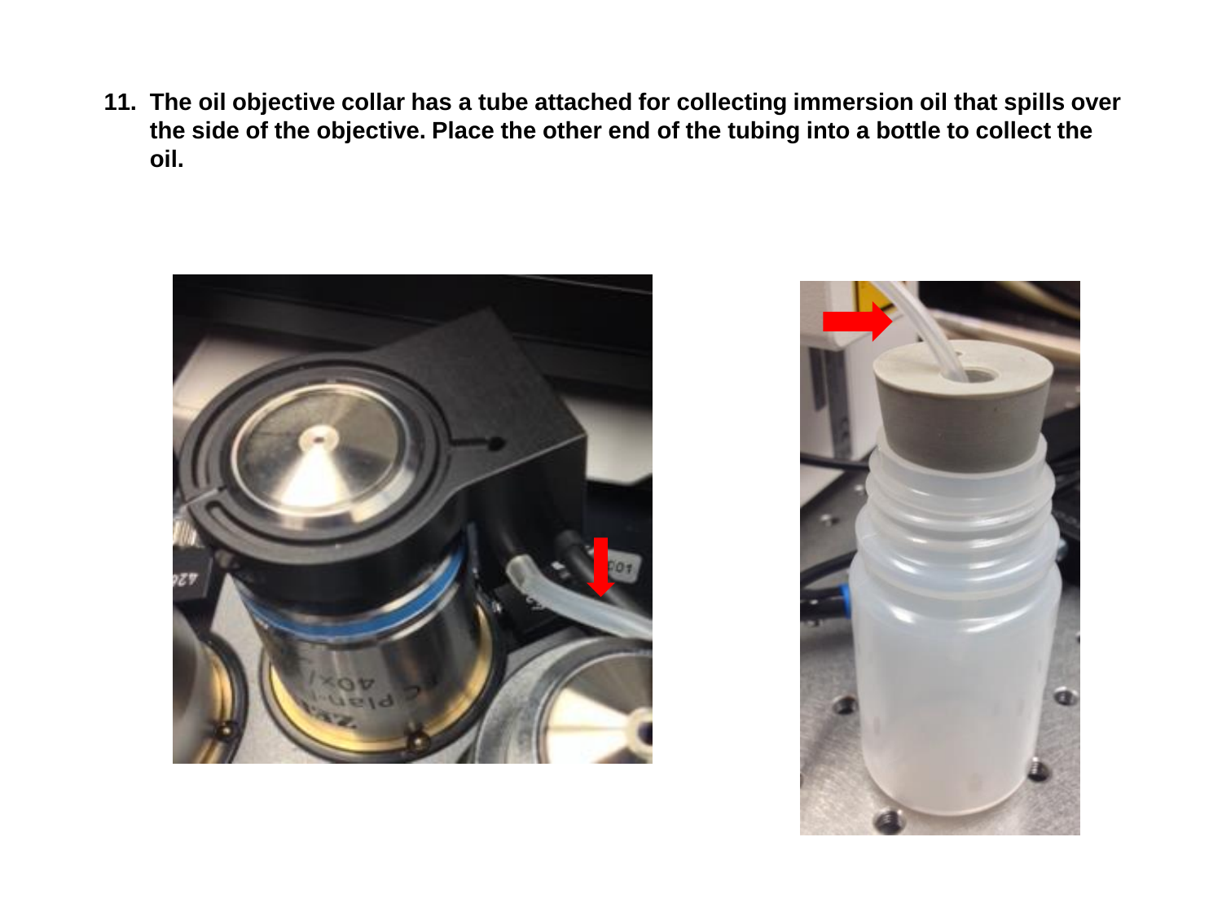11. The oil objective collar has a tube attached for collecting immersion oil that spills over the side of the objective. Place the other end of the tubing into a bottle to collect the oil.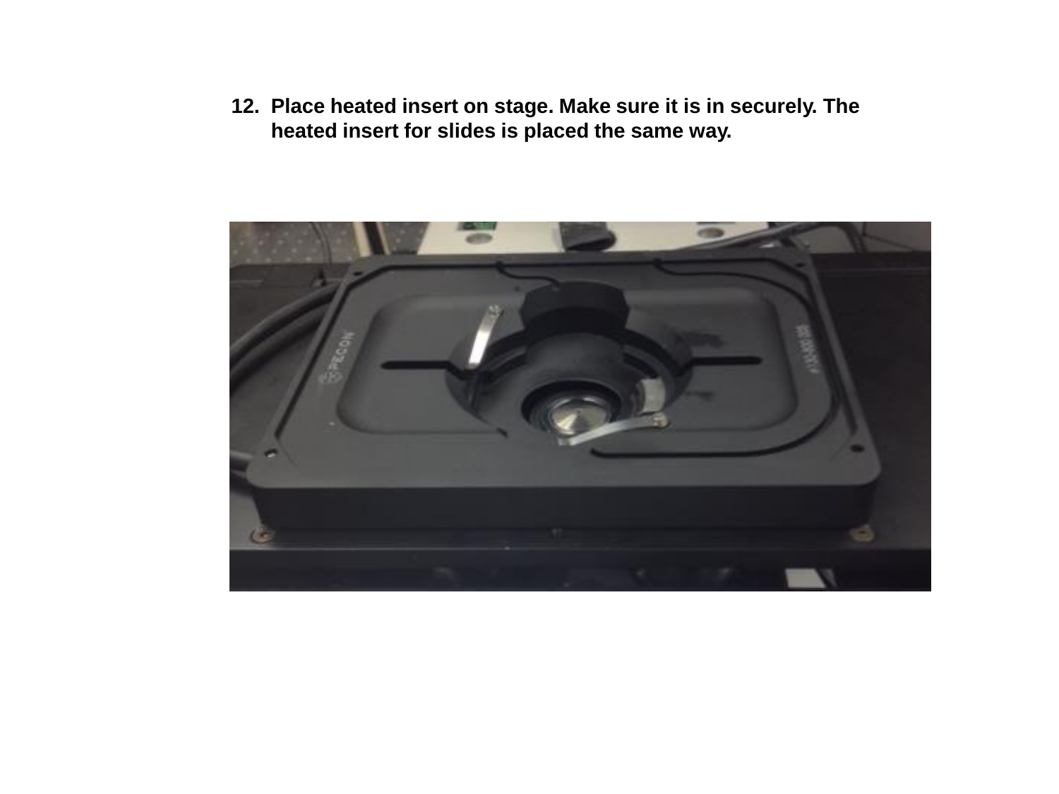12. Place heated insert on stage. Make sure it is in securely. The heated insert for slides is placed the same way.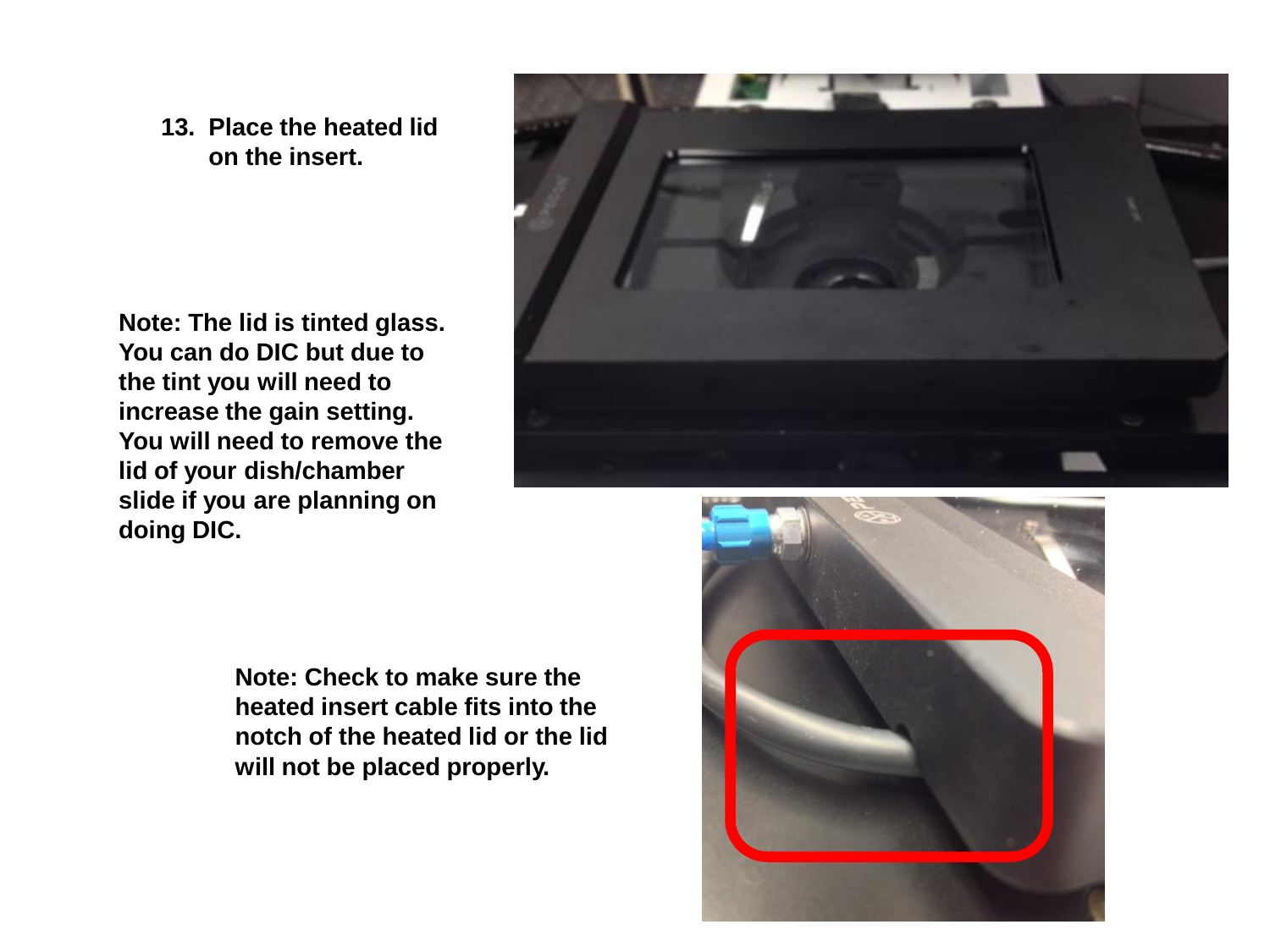13. **Place the heated lid on the insert.**

**Note: The lid is tinted glass. You can do DIC but due to the tint you will need to increase the gain setting. You will need to remove the lid of your dish/chamber slide if you are planning on doing DIC.**

**Note: Check to make sure the heated insert cable fits into the notch of the heated lid or the lid will not be placed properly.**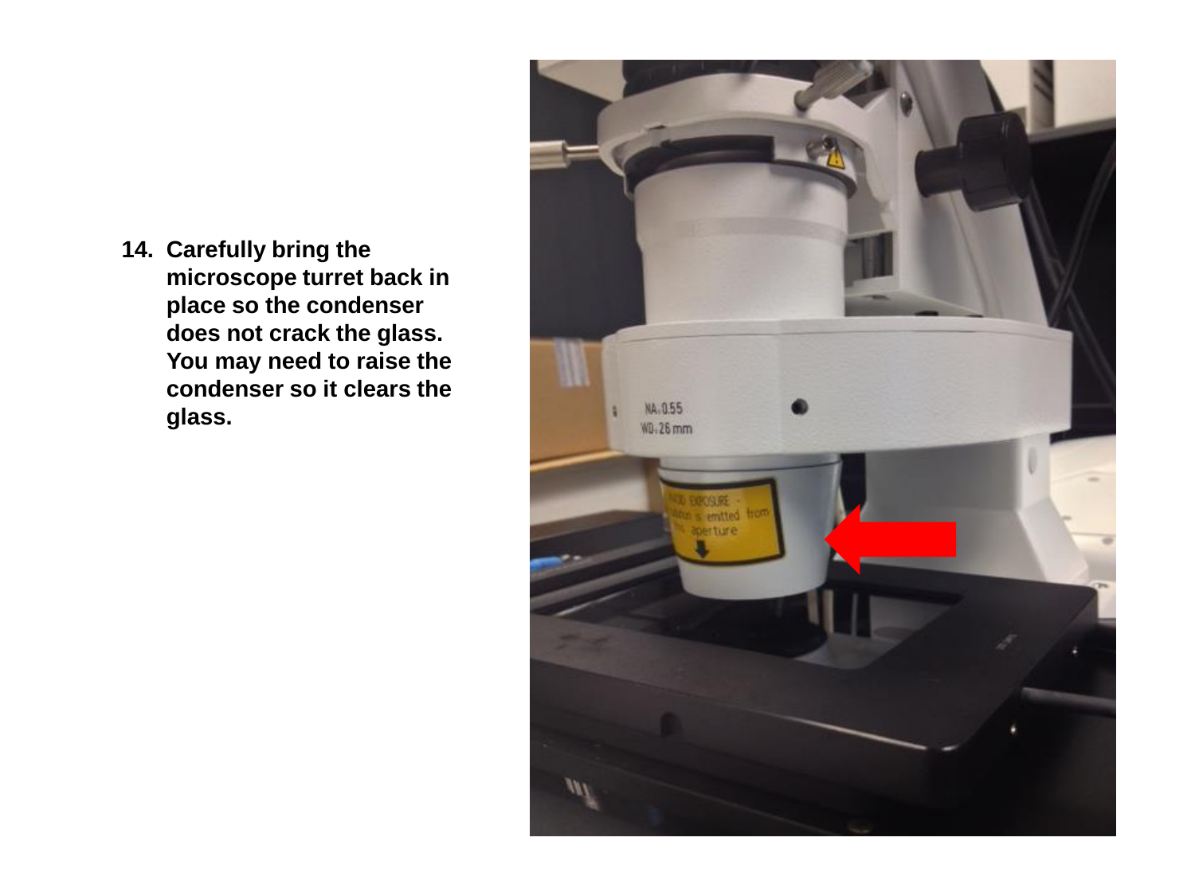14. **Carefully bring the microscope turret back in place so the condenser does not crack the glass. You may need to raise the condenser so it clears the glass.**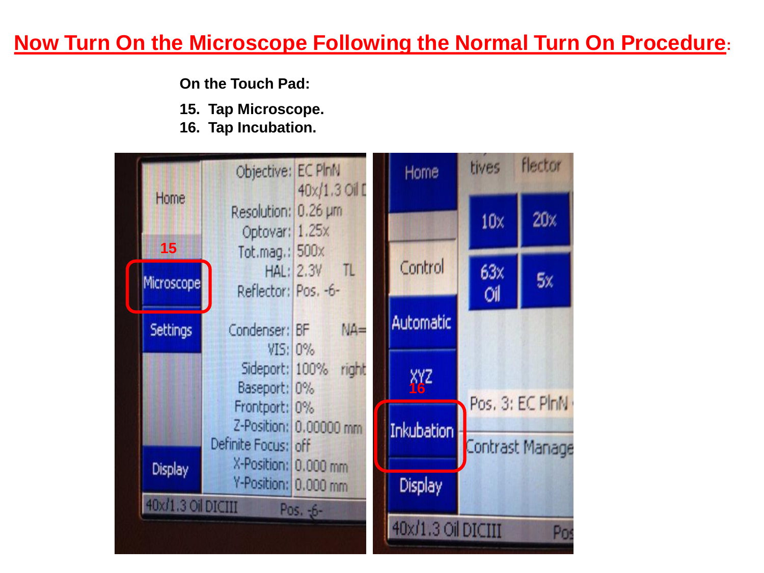# Now Turn On the Microscope Following the Normal Turn On Procedure:

**On the Touch Pad:**

**15. Tap Microscope.**

**16. Tap Incubation.**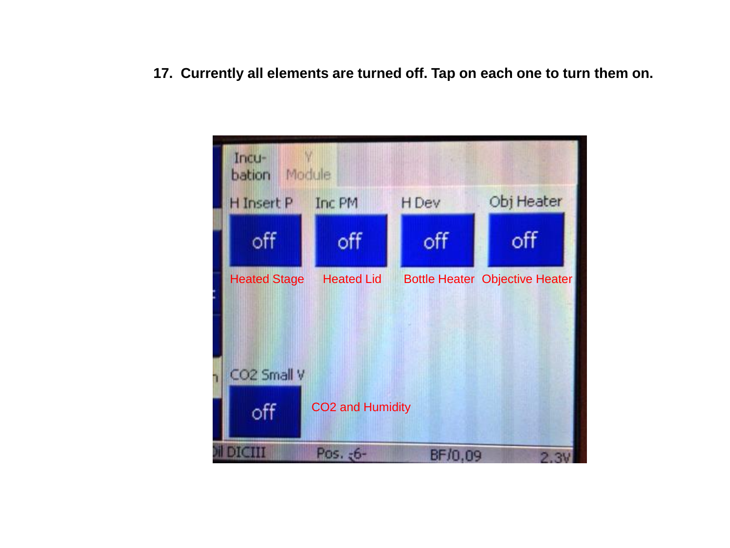17. **Currently all elements are turned off. Tap on each one to turn them on.**

Incu-bation

Y Module

| H Insert P | Inc PM | H Dev | Obj Heater |
| --- | --- | --- | --- |
| off | off | off | off |
| Heated Stage | Heated Lid | Bottle Heater | Objective Heater |

CO2 Small V

off

CO2 and Humidity

Oil DICIII Pos. -6- BF/0,09 2.3V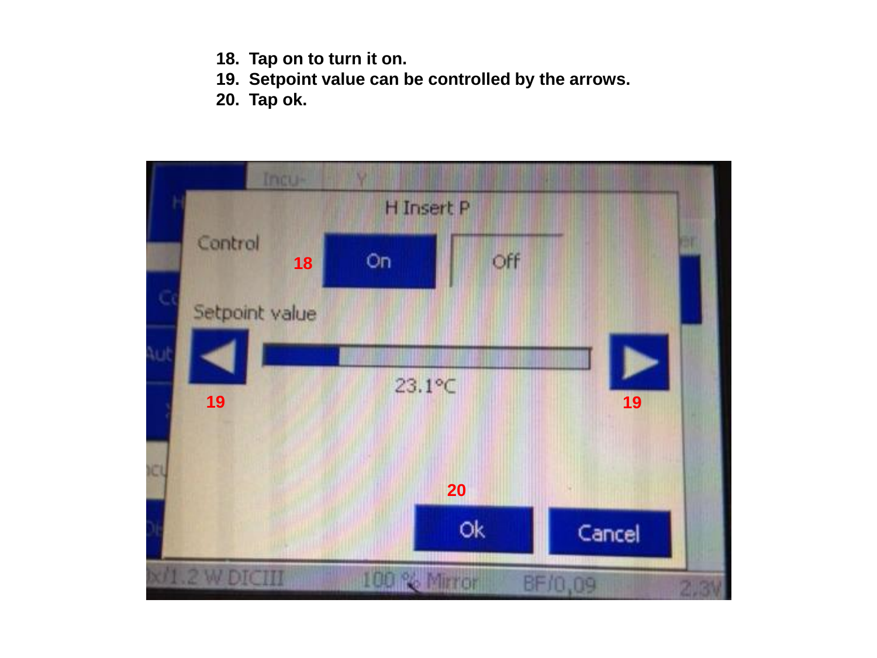18. Tap on to turn it on.
19. Setpoint value can be controlled by the arrows.
20. Tap ok.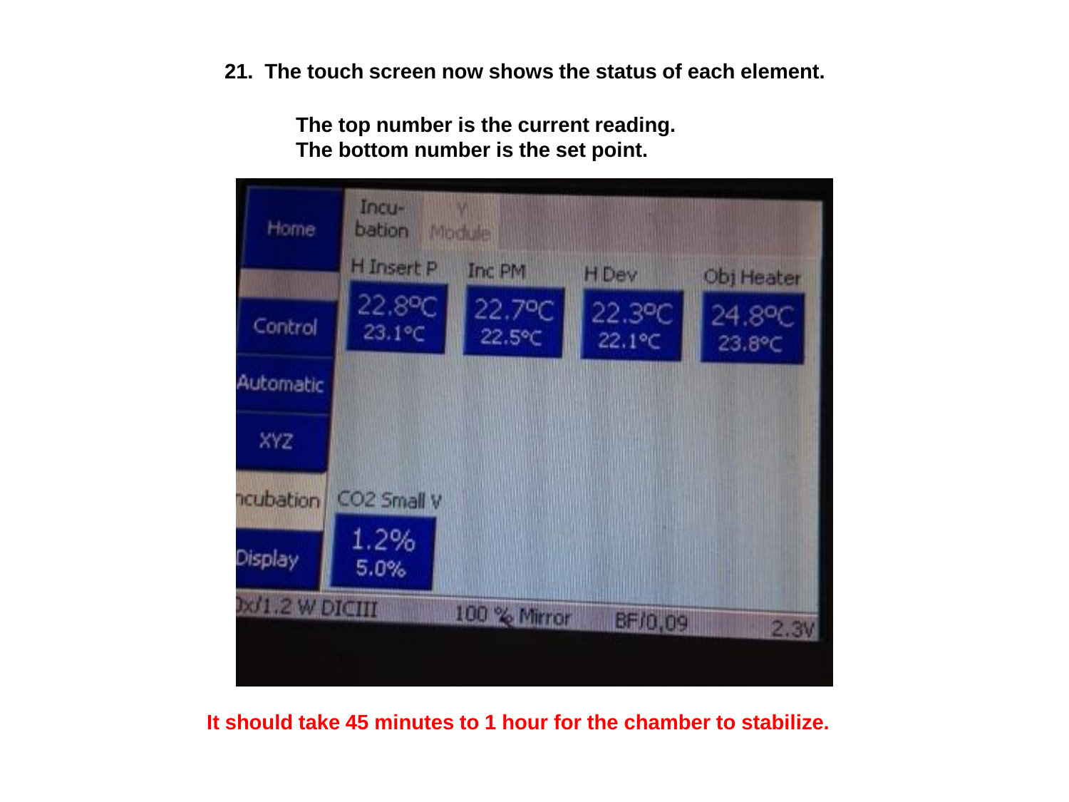**21. The touch screen now shows the status of each element.**

**The top number is the current reading.**
**The bottom number is the set point.**

**It should take 45 minutes to 1 hour for the chamber to stabilize.**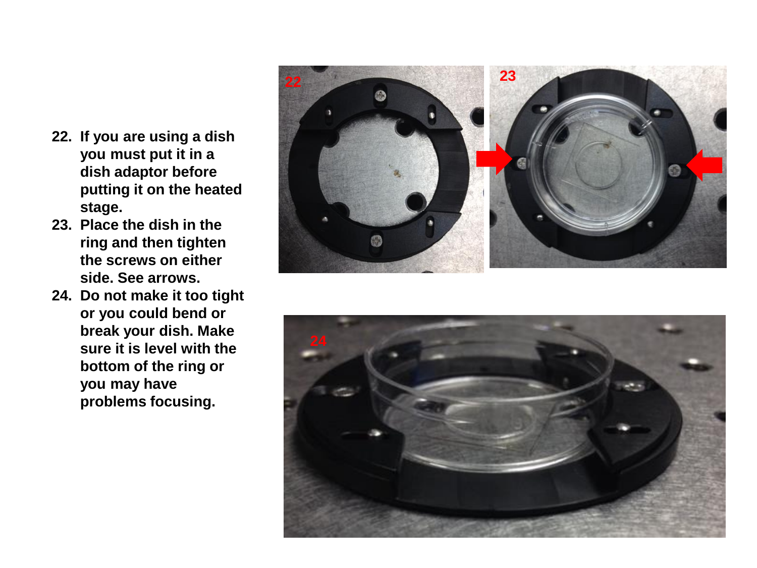22. If you are using a dish you must put it in a dish adaptor before putting it on the heated stage.
23. Place the dish in the ring and then tighten the screws on either side. See arrows.
24. Do not make it too tight or you could bend or break your dish. Make sure it is level with the bottom of the ring or you may have problems focusing.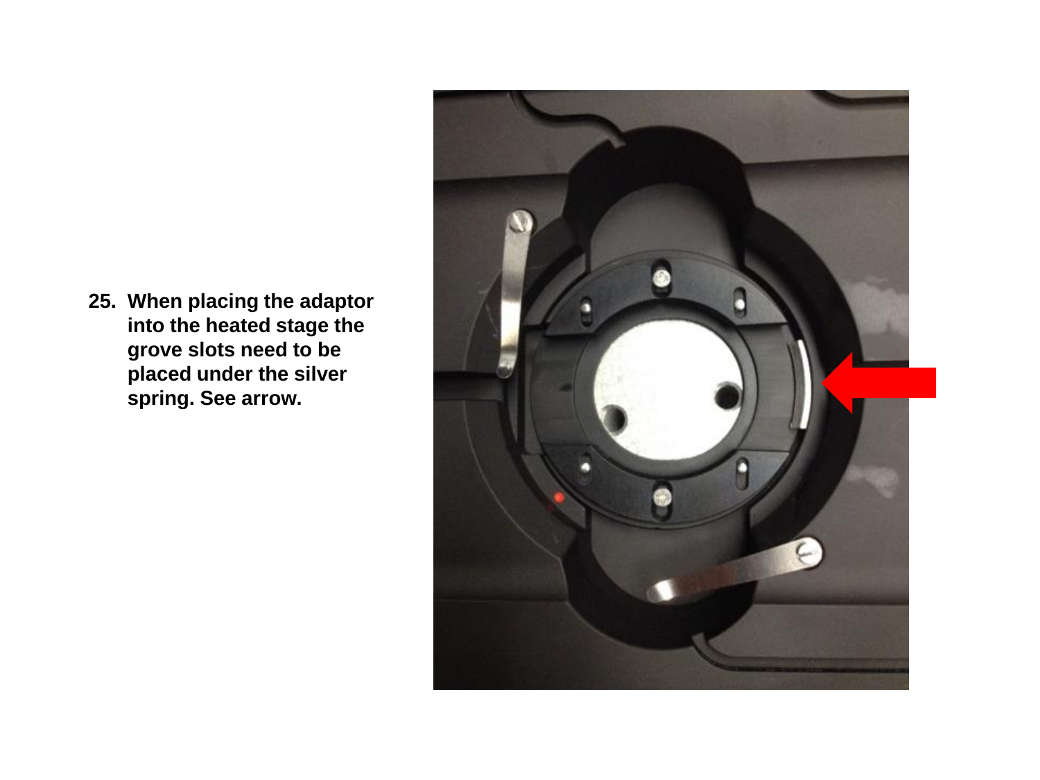25. **When placing the adaptor into the heated stage the grove slots need to be placed under the silver spring. See arrow.**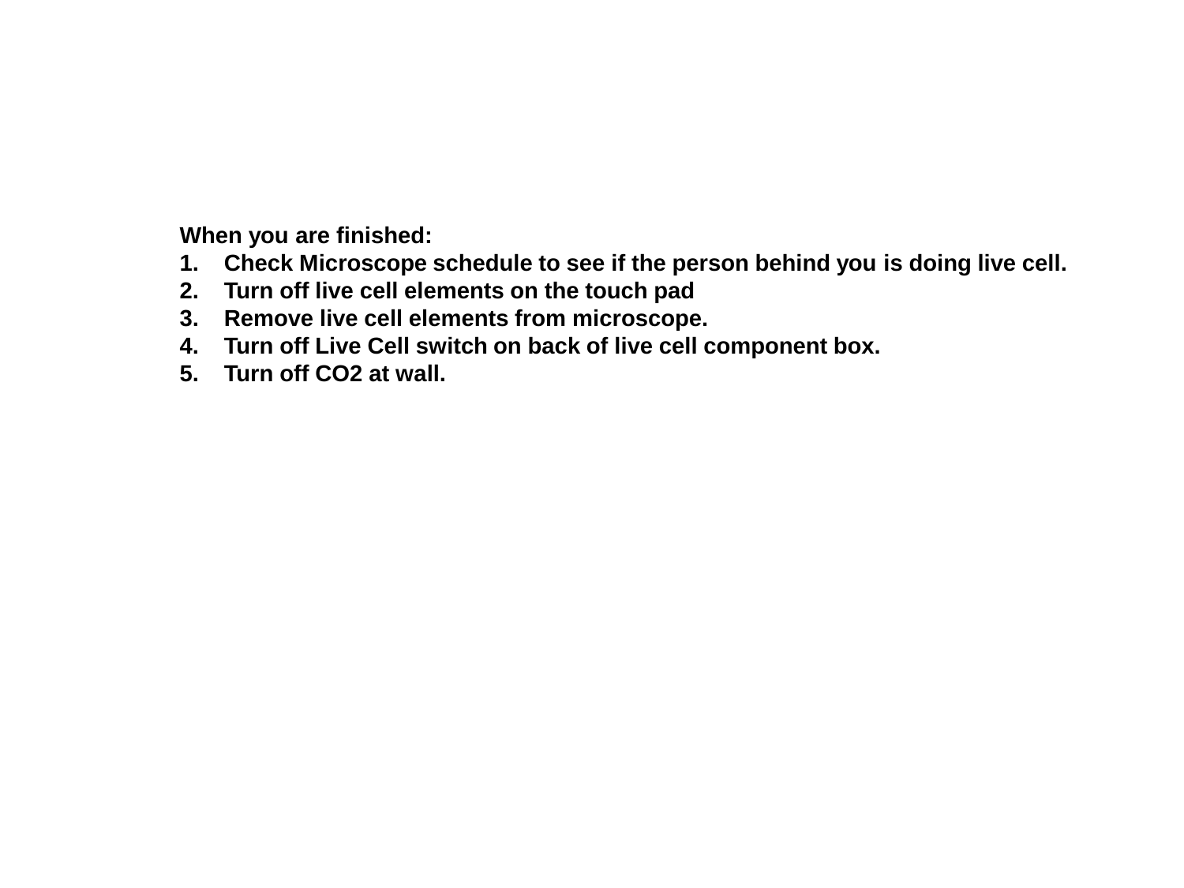**When you are finished:**

1. **Check Microscope schedule to see if the person behind you is doing live cell.**
2. **Turn off live cell elements on the touch pad**
3. **Remove live cell elements from microscope.**
4. **Turn off Live Cell switch on back of live cell component box.**
5. **Turn off $CO_2$ at wall.**